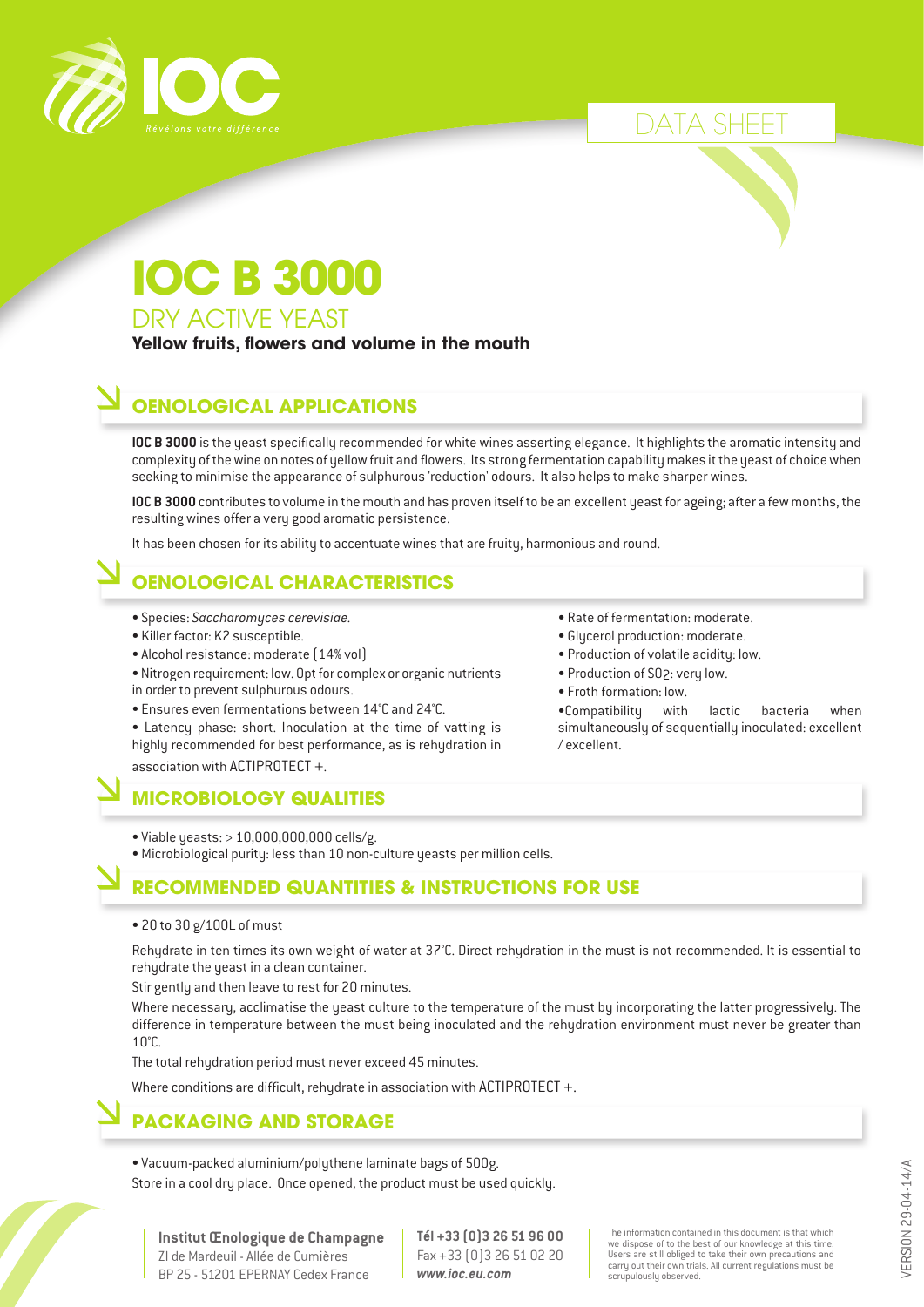DATA SHEET

# IOC B 3000

## DRY ACTIVE YEAST

**Yellow fruits, flowers and volume in the mouth**

## OENOLOGICAL APPLICATIONS

**IOC B 3000** is the yeast specifically recommended for white wines asserting elegance. It highlights the aromatic intensity and complexity of the wine on notes of yellow fruit and flowers. Its strong fermentation capability makes it the yeast of choice when seeking to minimise the appearance of sulphurous 'reduction' odours. It also helps to make sharper wines.

**IOC B 3000** contributes to volume in the mouth and has proven itself to be an excellent yeast for ageing; after a few months, the resulting wines offer a very good aromatic persistence.

It has been chosen for its ability to accentuate wines that are fruity, harmonious and round.

## OENOLOGICAL CHARACTERISTICS

- Species: *Saccharomyces cerevisiae*.
- Killer factor: K2 susceptible.
- Alcohol resistance: moderate (14% vol)
- Nitrogen requirement: low. Opt for complex or organic nutrients in order to prevent sulphurous odours.
- Ensures even fermentations between 14°C and 24°C.
- Latency phase: short. Inoculation at the time of vatting is highly recommended for best performance, as is rehydration in association with ACTIPROTECT +.
- Rate of fermentation: moderate.
- Glycerol production: moderate.
- Production of volatile acidity: low.
- Production of $SO_2$: very low.
- Froth formation: low.
- Compatibility with lactic bacteria when simultaneously of sequentially inoculated: excellent / excellent.

## MICROBIOLOGY QUALITIES

- Viable yeasts: > 10,000,000,000 cells/g.
- Microbiological purity: less than 10 non-culture yeasts per million cells.

## RECOMMENDED QUANTITIES & INSTRUCTIONS FOR USE

- 20 to 30 g/100L of must

Rehydrate in ten times its own weight of water at 37°C. Direct rehydration in the must is not recommended. It is essential to rehydrate the yeast in a clean container.

Stir gently and then leave to rest for 20 minutes.

Where necessary, acclimatise the yeast culture to the temperature of the must by incorporating the latter progressively. The difference in temperature between the must being inoculated and the rehydration environment must never be greater than 10°C.

The total rehydration period must never exceed 45 minutes.

Where conditions are difficult, rehydrate in association with ACTIPROTECT +.

## PACKAGING AND STORAGE

- Vacuum-packed aluminium/polythene laminate bags of 500g.

Store in a cool dry place. Once opened, the product must be used quickly.

**Institut Œnologique de Champagne**
ZI de Mardeuil - Allée de Cumières
BP 25 - 51201 EPERNAY Cedex France

**Tél +33 (0)3 26 51 96 00**
Fax +33 (0)3 26 51 02 20
***www.ioc.eu.com***

The information contained in this document is that which we dispose of to the best of our knowledge at this time. Users are still obliged to take their own precautions and carry out their own trials. All current regulations must be scrupulously observed.

VERSION 29-04-14/A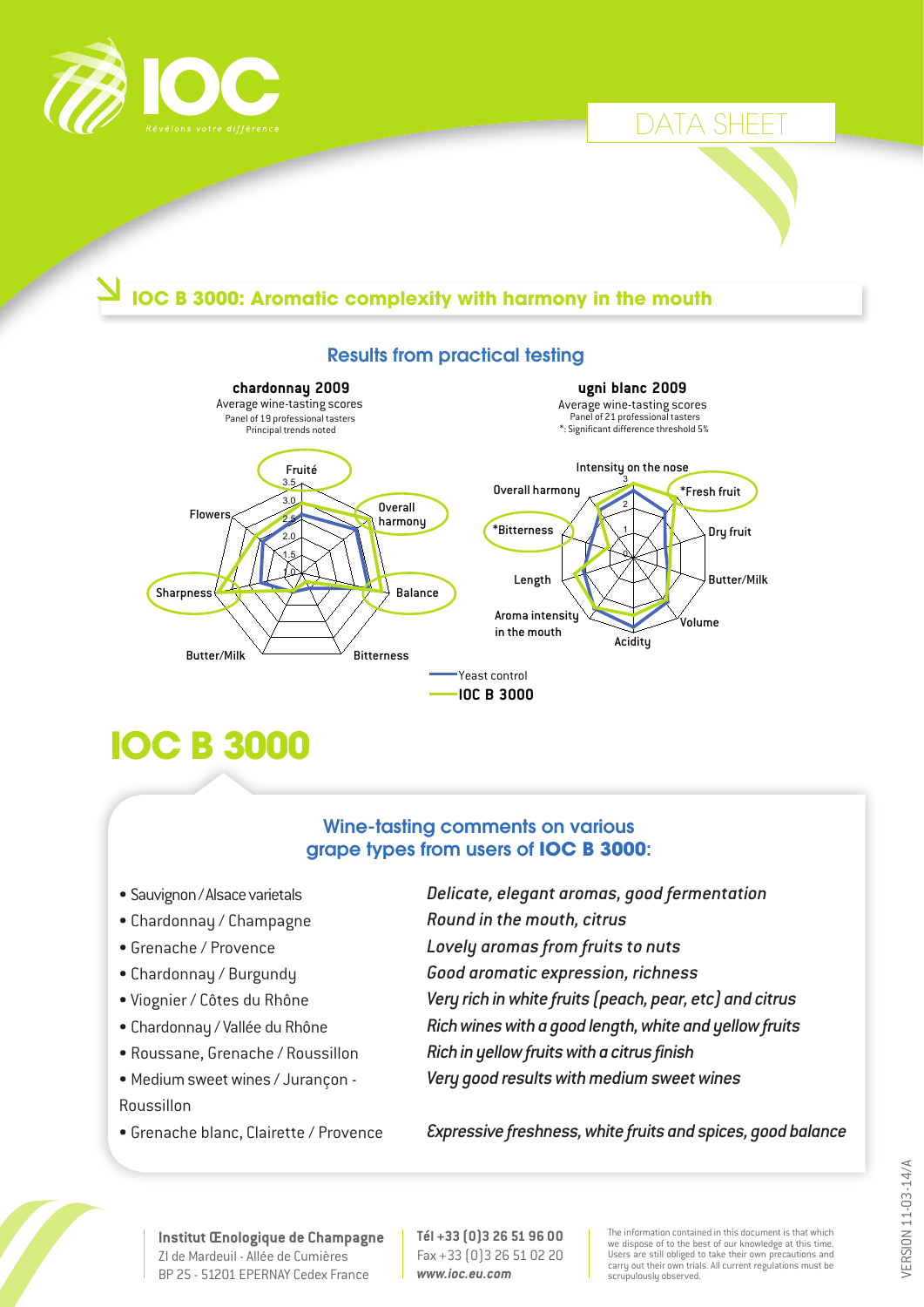DATA SHEET

## IOC B 3000: Aromatic complexity with harmony in the mouth

### Results from practical testing

**chardonnay 2009**
Average wine-tasting scores
Panel of 19 professional tasters
Principal trends noted

Fruité
3.5
3.0
2.5
2.0
1.5
1.0
Overall harmony
Balance
Bitterness
Butter/Milk
Sharpness
Flowers

**ugni blanc 2009**
Average wine-tasting scores
Panel of 21 professional tasters
*: Significant difference threshold 5%

Intensity on the nose
3
2
1
0
*Fresh fruit
Dry fruit
Butter/Milk
Volume
Acidity
Aroma intensity in the mouth
Length
*Bitterness
Overall harmony

Yeast control
IOC B 3000

# IOC B 3000

### Wine-tasting comments on various grape types from users of **IOC B 3000**:

- Sauvignon / Alsace varietals — *Delicate, elegant aromas, good fermentation*
- Chardonnay / Champagne — *Round in the mouth, citrus*
- Grenache / Provence — *Lovely aromas from fruits to nuts*
- Chardonnay / Burgundy — *Good aromatic expression, richness*
- Viognier / Côtes du Rhône — *Very rich in white fruits (peach, pear, etc) and citrus*
- Chardonnay / Vallée du Rhône — *Rich wines with a good length, white and yellow fruits*
- Roussane, Grenache / Roussillon — *Rich in yellow fruits with a citrus finish*
- Medium sweet wines / Jurançon - Roussillon — *Very good results with medium sweet wines*
- Grenache blanc, Clairette / Provence — *Expressive freshness, white fruits and spices, good balance*

**Institut Œnologique de Champagne**
ZI de Mardeuil - Allée de Cumières
BP 25 - 51201 EPERNAY Cedex France

**Tél +33 (0)3 26 51 96 00**
Fax +33 (0)3 26 51 02 20
***www.ioc.eu.com***

The information contained in this document is that which we dispose of to the best of our knowledge at this time. Users are still obliged to take their own precautions and carry out their own trials. All current regulations must be scrupulously observed.

VERSION 11-03-14/A